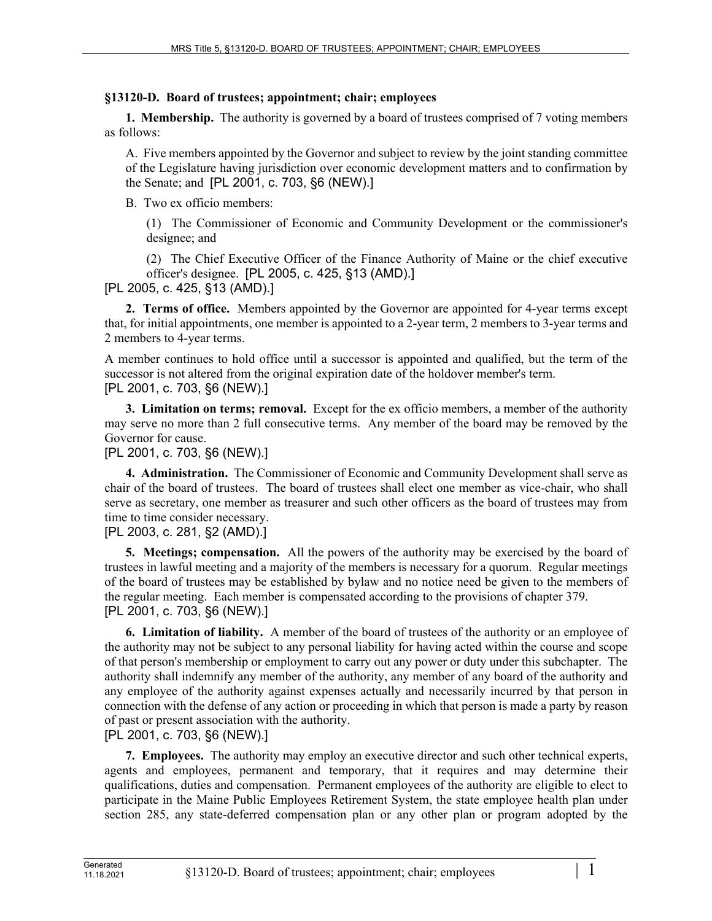## §13120-D. Board of trustees; appointment; chair; employees

**1. Membership.** The authority is governed by a board of trustees comprised of 7 voting members as follows:

A. Five members appointed by the Governor and subject to review by the joint standing committee of the Legislature having jurisdiction over economic development matters and to confirmation by the Senate; and [PL 2001, c. 703, §6 (NEW).]

B. Two ex officio members:

(1) The Commissioner of Economic and Community Development or the commissioner's designee; and

(2) The Chief Executive Officer of the Finance Authority of Maine or the chief executive officer's designee. [PL 2005, c. 425, §13 (AMD).]

[PL 2005, c. 425, §13 (AMD).]

**2. Terms of office.** Members appointed by the Governor are appointed for 4-year terms except that, for initial appointments, one member is appointed to a 2-year term, 2 members to 3-year terms and 2 members to 4-year terms.

A member continues to hold office until a successor is appointed and qualified, but the term of the successor is not altered from the original expiration date of the holdover member's term.
[PL 2001, c. 703, §6 (NEW).]

**3. Limitation on terms; removal.** Except for the ex officio members, a member of the authority may serve no more than 2 full consecutive terms. Any member of the board may be removed by the Governor for cause.
[PL 2001, c. 703, §6 (NEW).]

**4. Administration.** The Commissioner of Economic and Community Development shall serve as chair of the board of trustees. The board of trustees shall elect one member as vice-chair, who shall serve as secretary, one member as treasurer and such other officers as the board of trustees may from time to time consider necessary.
[PL 2003, c. 281, §2 (AMD).]

**5. Meetings; compensation.** All the powers of the authority may be exercised by the board of trustees in lawful meeting and a majority of the members is necessary for a quorum. Regular meetings of the board of trustees may be established by bylaw and no notice need be given to the members of the regular meeting. Each member is compensated according to the provisions of chapter 379.
[PL 2001, c. 703, §6 (NEW).]

**6. Limitation of liability.** A member of the board of trustees of the authority or an employee of the authority may not be subject to any personal liability for having acted within the course and scope of that person's membership or employment to carry out any power or duty under this subchapter. The authority shall indemnify any member of the authority, any member of any board of the authority and any employee of the authority against expenses actually and necessarily incurred by that person in connection with the defense of any action or proceeding in which that person is made a party by reason of past or present association with the authority.
[PL 2001, c. 703, §6 (NEW).]

**7. Employees.** The authority may employ an executive director and such other technical experts, agents and employees, permanent and temporary, that it requires and may determine their qualifications, duties and compensation. Permanent employees of the authority are eligible to elect to participate in the Maine Public Employees Retirement System, the state employee health plan under section 285, any state-deferred compensation plan or any other plan or program adopted by the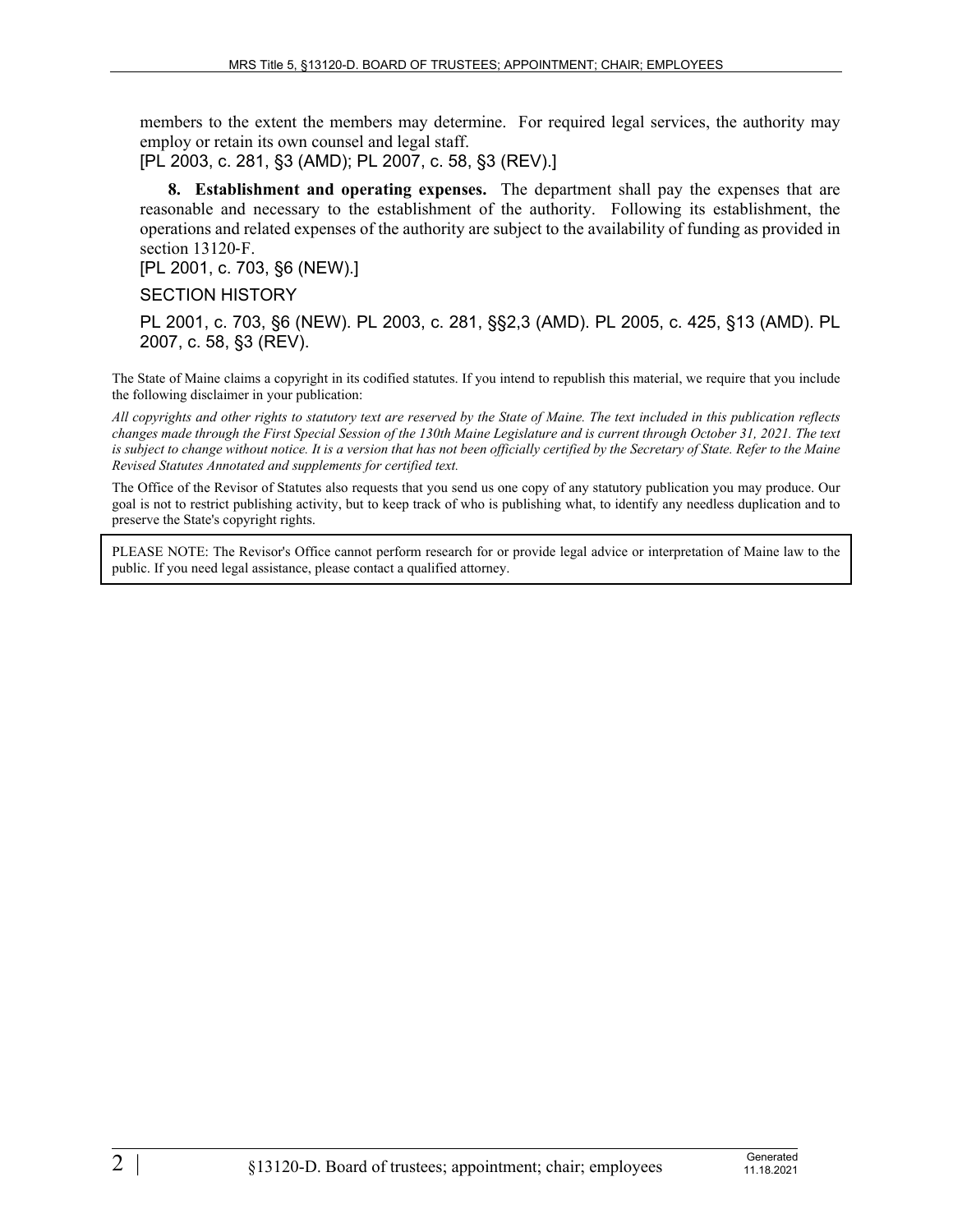members to the extent the members may determine. For required legal services, the authority may employ or retain its own counsel and legal staff.

[PL 2003, c. 281, §3 (AMD); PL 2007, c. 58, §3 (REV).]

**8. Establishment and operating expenses.** The department shall pay the expenses that are reasonable and necessary to the establishment of the authority. Following its establishment, the operations and related expenses of the authority are subject to the availability of funding as provided in section 13120-F.

[PL 2001, c. 703, §6 (NEW).]

SECTION HISTORY

PL 2001, c. 703, §6 (NEW). PL 2003, c. 281, §§2,3 (AMD). PL 2005, c. 425, §13 (AMD). PL 2007, c. 58, §3 (REV).

The State of Maine claims a copyright in its codified statutes. If you intend to republish this material, we require that you include the following disclaimer in your publication:

*All copyrights and other rights to statutory text are reserved by the State of Maine. The text included in this publication reflects changes made through the First Special Session of the 130th Maine Legislature and is current through October 31, 2021. The text is subject to change without notice. It is a version that has not been officially certified by the Secretary of State. Refer to the Maine Revised Statutes Annotated and supplements for certified text.*

The Office of the Revisor of Statutes also requests that you send us one copy of any statutory publication you may produce. Our goal is not to restrict publishing activity, but to keep track of who is publishing what, to identify any needless duplication and to preserve the State's copyright rights.

PLEASE NOTE: The Revisor's Office cannot perform research for or provide legal advice or interpretation of Maine law to the public. If you need legal assistance, please contact a qualified attorney.